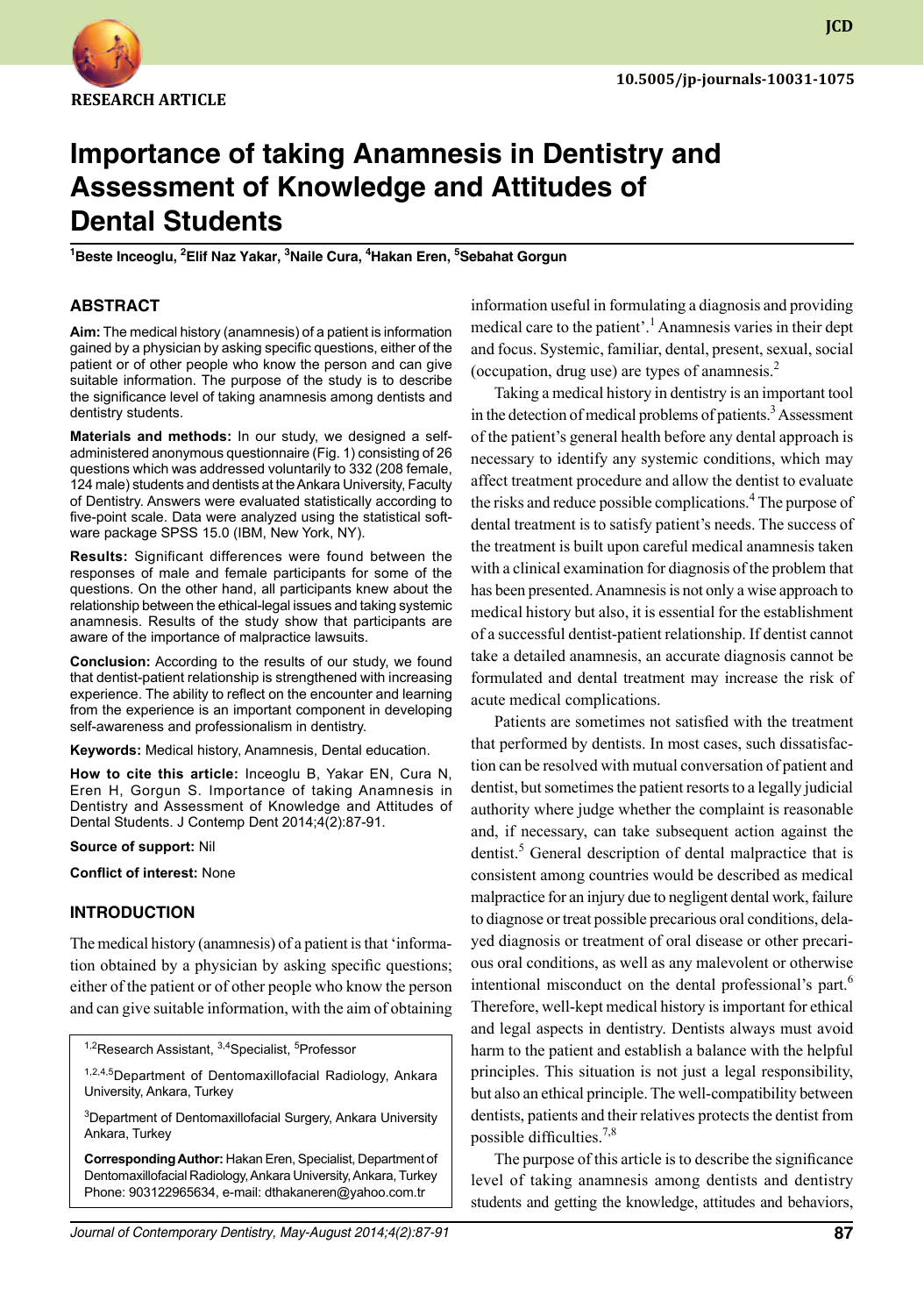RESEARCH ARTICLE

10.5005/jp-journals-10031-1075

# Importance of taking Anamnesis in Dentistry and Assessment of Knowledge and Attitudes of Dental Students

[1]Beste Inceoglu, [2]Elif Naz Yakar, [3]Naile Cura, [4]Hakan Eren, [5]Sebahat Gorgun

## ABSTRACT

**Aim:** The medical history (anamnesis) of a patient is information gained by a physician by asking specific questions, either of the patient or of other people who know the person and can give suitable information. The purpose of the study is to describe the significance level of taking anamnesis among dentists and dentistry students.

**Materials and methods:** In our study, we designed a self-administered anonymous questionnaire (Fig. 1) consisting of 26 questions which was addressed voluntarily to 332 (208 female, 124 male) students and dentists at the Ankara University, Faculty of Dentistry. Answers were evaluated statistically according to five-point scale. Data were analyzed using the statistical software package SPSS 15.0 (IBM, New York, NY).

**Results:** Significant differences were found between the responses of male and female participants for some of the questions. On the other hand, all participants knew about the relationship between the ethical-legal issues and taking systemic anamnesis. Results of the study show that participants are aware of the importance of malpractice lawsuits.

**Conclusion:** According to the results of our study, we found that dentist-patient relationship is strengthened with increasing experience. The ability to reflect on the encounter and learning from the experience is an important component in developing self-awareness and professionalism in dentistry.

**Keywords:** Medical history, Anamnesis, Dental education.

**How to cite this article:** Inceoglu B, Yakar EN, Cura N, Eren H, Gorgun S. Importance of taking Anamnesis in Dentistry and Assessment of Knowledge and Attitudes of Dental Students. J Contemp Dent 2014;4(2):87-91.

**Source of support:** Nil

**Conflict of interest:** None

## INTRODUCTION

The medical history (anamnesis) of a patient is that 'information obtained by a physician by asking specific questions; either of the patient or of other people who know the person and can give suitable information, with the aim of obtaining information useful in formulating a diagnosis and providing medical care to the patient'.[1] Anamnesis varies in their dept and focus. Systemic, familiar, dental, present, sexual, social (occupation, drug use) are types of anamnesis.[2]

Taking a medical history in dentistry is an important tool in the detection of medical problems of patients.[3] Assessment of the patient's general health before any dental approach is necessary to identify any systemic conditions, which may affect treatment procedure and allow the dentist to evaluate the risks and reduce possible complications.[4] The purpose of dental treatment is to satisfy patient's needs. The success of the treatment is built upon careful medical anamnesis taken with a clinical examination for diagnosis of the problem that has been presented. Anamnesis is not only a wise approach to medical history but also, it is essential for the establishment of a successful dentist-patient relationship. If dentist cannot take a detailed anamnesis, an accurate diagnosis cannot be formulated and dental treatment may increase the risk of acute medical complications.

Patients are sometimes not satisfied with the treatment that performed by dentists. In most cases, such dissatisfaction can be resolved with mutual conversation of patient and dentist, but sometimes the patient resorts to a legally judicial authority where judge whether the complaint is reasonable and, if necessary, can take subsequent action against the dentist.[5] General description of dental malpractice that is consistent among countries would be described as medical malpractice for an injury due to negligent dental work, failure to diagnose or treat possible precarious oral conditions, delayed diagnosis or treatment of oral disease or other precarious oral conditions, as well as any malevolent or otherwise intentional misconduct on the dental professional's part.[6] Therefore, well-kept medical history is important for ethical and legal aspects in dentistry. Dentists always must avoid harm to the patient and establish a balance with the helpful principles. This situation is not just a legal responsibility, but also an ethical principle. The well-compatibility between dentists, patients and their relatives protects the dentist from possible difficulties.[7,8]

The purpose of this article is to describe the significance level of taking anamnesis among dentists and dentistry students and getting the knowledge, attitudes and behaviors,

---

[1,2]Research Assistant, [3,4]Specialist, [5]Professor

[1,2,4,5]Department of Dentomaxillofacial Radiology, Ankara University, Ankara, Turkey

[3]Department of Dentomaxillofacial Surgery, Ankara University Ankara, Turkey

**Corresponding Author:** Hakan Eren, Specialist, Department of Dentomaxillofacial Radiology, Ankara University, Ankara, Turkey Phone: 903122965634, e-mail: dthakaneren@yahoo.com.tr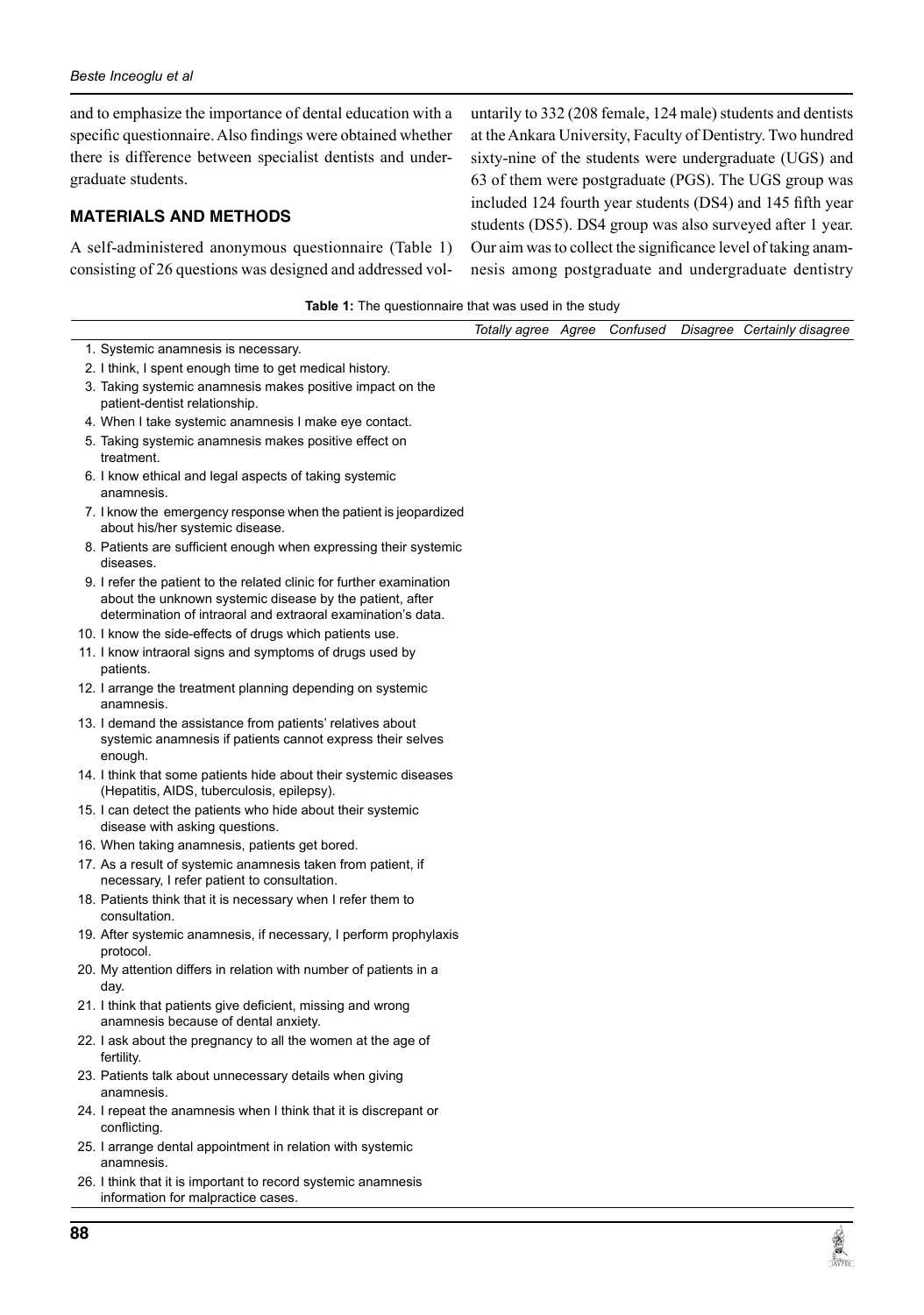and to emphasize the importance of dental education with a specific questionnaire. Also findings were obtained whether there is difference between specialist dentists and undergraduate students.

## MATERIALS AND METHODS

A self-administered anonymous questionnaire (Table 1) consisting of 26 questions was designed and addressed voluntarily to 332 (208 female, 124 male) students and dentists at the Ankara University, Faculty of Dentistry. Two hundred sixty-nine of the students were undergraduate (UGS) and 63 of them were postgraduate (PGS). The UGS group was included 124 fourth year students (DS4) and 145 fifth year students (DS5). DS4 group was also surveyed after 1 year. Our aim was to collect the significance level of taking anamnesis among postgraduate and undergraduate dentistry

**Table 1:** The questionnaire that was used in the study

| | *Totally agree* | *Agree* | *Confused* | *Disagree* | *Certainly disagree* |
|---|---|---|---|---|---|
| 1. Systemic anamnesis is necessary. | | | | | |
| 2. I think, I spent enough time to get medical history. | | | | | |
| 3. Taking systemic anamnesis makes positive impact on the patient-dentist relationship. | | | | | |
| 4. When I take systemic anamnesis I make eye contact. | | | | | |
| 5. Taking systemic anamnesis makes positive effect on treatment. | | | | | |
| 6. I know ethical and legal aspects of taking systemic anamnesis. | | | | | |
| 7. I know the emergency response when the patient is jeopardized about his/her systemic disease. | | | | | |
| 8. Patients are sufficient enough when expressing their systemic diseases. | | | | | |
| 9. I refer the patient to the related clinic for further examination about the unknown systemic disease by the patient, after determination of intraoral and extraoral examination's data. | | | | | |
| 10. I know the side-effects of drugs which patients use. | | | | | |
| 11. I know intraoral signs and symptoms of drugs used by patients. | | | | | |
| 12. I arrange the treatment planning depending on systemic anamnesis. | | | | | |
| 13. I demand the assistance from patients' relatives about systemic anamnesis if patients cannot express their selves enough. | | | | | |
| 14. I think that some patients hide about their systemic diseases (Hepatitis, AIDS, tuberculosis, epilepsy). | | | | | |
| 15. I can detect the patients who hide about their systemic disease with asking questions. | | | | | |
| 16. When taking anamnesis, patients get bored. | | | | | |
| 17. As a result of systemic anamnesis taken from patient, if necessary, I refer patient to consultation. | | | | | |
| 18. Patients think that it is necessary when I refer them to consultation. | | | | | |
| 19. After systemic anamnesis, if necessary, I perform prophylaxis protocol. | | | | | |
| 20. My attention differs in relation with number of patients in a day. | | | | | |
| 21. I think that patients give deficient, missing and wrong anamnesis because of dental anxiety. | | | | | |
| 22. I ask about the pregnancy to all the women at the age of fertility. | | | | | |
| 23. Patients talk about unnecessary details when giving anamnesis. | | | | | |
| 24. I repeat the anamnesis when I think that it is discrepant or conflicting. | | | | | |
| 25. I arrange dental appointment in relation with systemic anamnesis. | | | | | |
| 26. I think that it is important to record systemic anamnesis information for malpractice cases. | | | | | |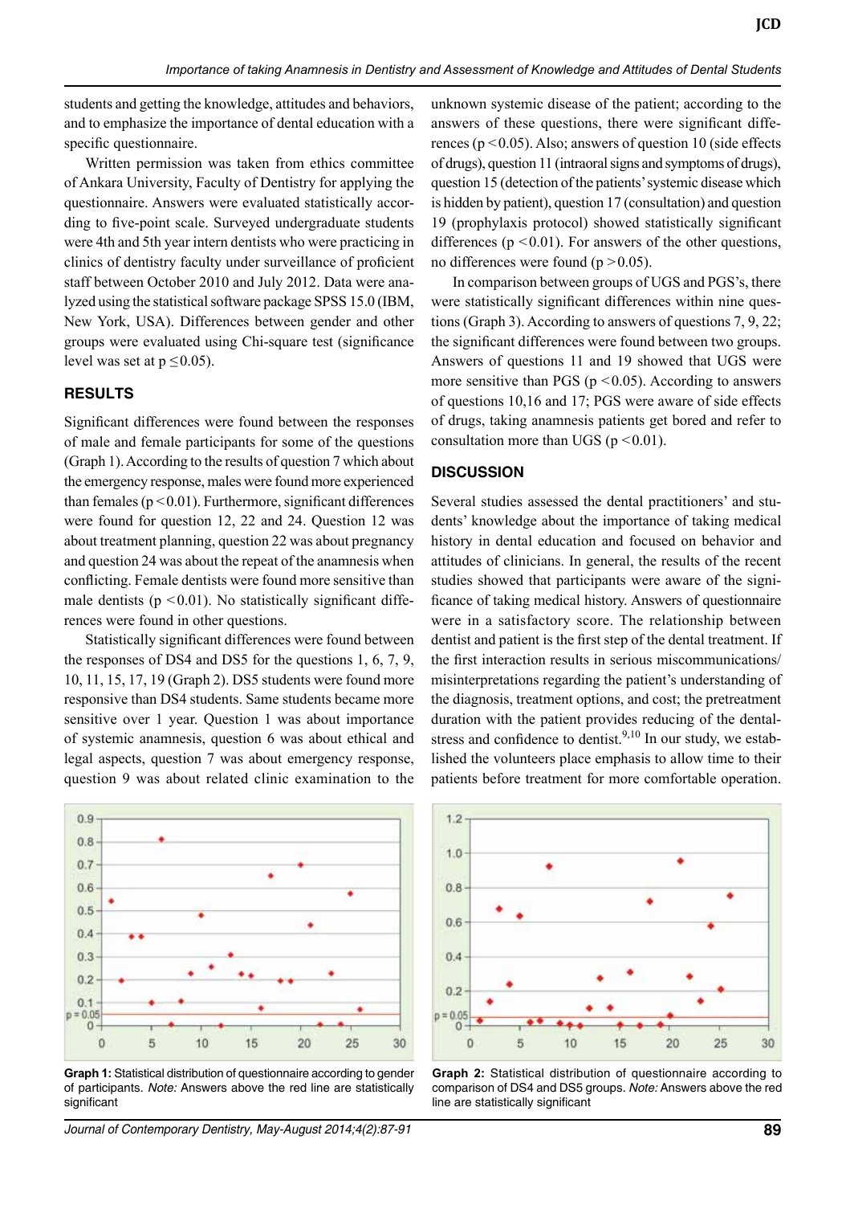students and getting the knowledge, attitudes and behaviors, and to emphasize the importance of dental education with a specific questionnaire.

Written permission was taken from ethics committee of Ankara University, Faculty of Dentistry for applying the questionnaire. Answers were evaluated statistically according to five-point scale. Surveyed undergraduate students were 4th and 5th year intern dentists who were practicing in clinics of dentistry faculty under surveillance of proficient staff between October 2010 and July 2012. Data were analyzed using the statistical software package SPSS 15.0 (IBM, New York, USA). Differences between gender and other groups were evaluated using Chi-square test (significance level was set at $p \leq 0.05$).

## RESULTS

Significant differences were found between the responses of male and female participants for some of the questions (Graph 1). According to the results of question 7 which about the emergency response, males were found more experienced than females ($p < 0.01$). Furthermore, significant differences were found for question 12, 22 and 24. Question 12 was about treatment planning, question 22 was about pregnancy and question 24 was about the repeat of the anamnesis when conflicting. Female dentists were found more sensitive than male dentists ($p < 0.01$). No statistically significant differences were found in other questions.

Statistically significant differences were found between the responses of DS4 and DS5 for the questions 1, 6, 7, 9, 10, 11, 15, 17, 19 (Graph 2). DS5 students were found more responsive than DS4 students. Same students became more sensitive over 1 year. Question 1 was about importance of systemic anamnesis, question 6 was about ethical and legal aspects, question 7 was about emergency response, question 9 was about related clinic examination to the unknown systemic disease of the patient; according to the answers of these questions, there were significant differences ($p < 0.05$). Also; answers of question 10 (side effects of drugs), question 11 (intraoral signs and symptoms of drugs), question 15 (detection of the patients' systemic disease which is hidden by patient), question 17 (consultation) and question 19 (prophylaxis protocol) showed statistically significant differences ($p < 0.01$). For answers of the other questions, no differences were found ($p > 0.05$).

In comparison between groups of UGS and PGS's, there were statistically significant differences within nine questions (Graph 3). According to answers of questions 7, 9, 22; the significant differences were found between two groups. Answers of questions 11 and 19 showed that UGS were more sensitive than PGS ($p < 0.05$). According to answers of questions 10,16 and 17; PGS were aware of side effects of drugs, taking anamnesis patients get bored and refer to consultation more than UGS ($p < 0.01$).

## DISCUSSION

Several studies assessed the dental practitioners' and students' knowledge about the importance of taking medical history in dental education and focused on behavior and attitudes of clinicians. In general, the results of the recent studies showed that participants were aware of the significance of taking medical history. Answers of questionnaire were in a satisfactory score. The relationship between dentist and patient is the first step of the dental treatment. If the first interaction results in serious miscommunications/misinterpretations regarding the patient's understanding of the diagnosis, treatment options, and cost; the pretreatment duration with the patient provides reducing of the dental-stress and confidence to dentist.[9,10] In our study, we established the volunteers place emphasis to allow time to their patients before treatment for more comfortable operation.

**Graph 1:** Statistical distribution of questionnaire according to gender of participants. *Note:* Answers above the red line are statistically significant

**Graph 2:** Statistical distribution of questionnaire according to comparison of DS4 and DS5 groups. *Note:* Answers above the red line are statistically significant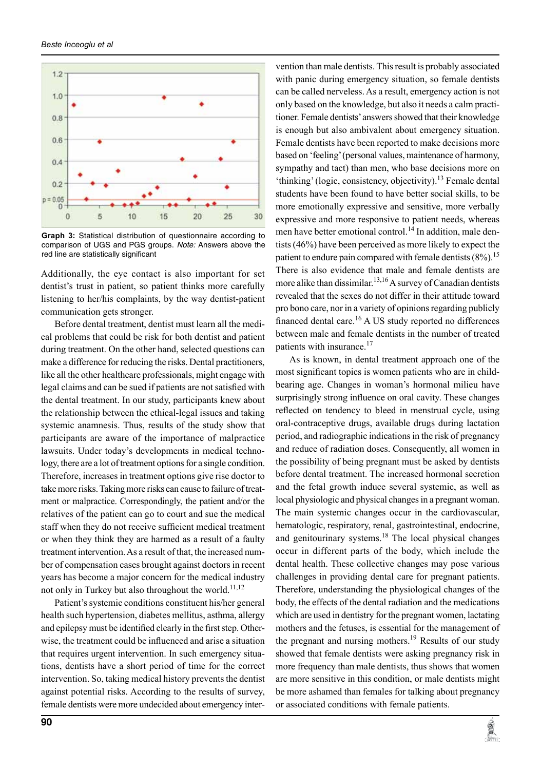**Graph 3:** Statistical distribution of questionnaire according to comparison of UGS and PGS groups. *Note:* Answers above the red line are statistically significant

Additionally, the eye contact is also important for set dentist's trust in patient, so patient thinks more carefully listening to her/his complaints, by the way dentist-patient communication gets stronger.

Before dental treatment, dentist must learn all the medical problems that could be risk for both dentist and patient during treatment. On the other hand, selected questions can make a difference for reducing the risks. Dental practitioners, like all the other healthcare professionals, might engage with legal claims and can be sued if patients are not satisfied with the dental treatment. In our study, participants knew about the relationship between the ethical-legal issues and taking systemic anamnesis. Thus, results of the study show that participants are aware of the importance of malpractice lawsuits. Under today's developments in medical technology, there are a lot of treatment options for a single condition. Therefore, increases in treatment options give rise doctor to take more risks. Taking more risks can cause to failure of treatment or malpractice. Correspondingly, the patient and/or the relatives of the patient can go to court and sue the medical staff when they do not receive sufficient medical treatment or when they think they are harmed as a result of a faulty treatment intervention. As a result of that, the increased number of compensation cases brought against doctors in recent years has become a major concern for the medical industry not only in Turkey but also throughout the world.[11,12]

Patient's systemic conditions constituent his/her general health such hypertension, diabetes mellitus, asthma, allergy and epilepsy must be identified clearly in the first step. Otherwise, the treatment could be influenced and arise a situation that requires urgent intervention. In such emergency situations, dentists have a short period of time for the correct intervention. So, taking medical history prevents the dentist against potential risks. According to the results of survey, female dentists were more undecided about emergency intervention than male dentists. This result is probably associated with panic during emergency situation, so female dentists can be called nerveless. As a result, emergency action is not only based on the knowledge, but also it needs a calm practitioner. Female dentists' answers showed that their knowledge is enough but also ambivalent about emergency situation. Female dentists have been reported to make decisions more based on 'feeling' (personal values, maintenance of harmony, sympathy and tact) than men, who base decisions more on 'thinking' (logic, consistency, objectivity).[13] Female dental students have been found to have better social skills, to be more emotionally expressive and sensitive, more verbally expressive and more responsive to patient needs, whereas men have better emotional control.[14] In addition, male dentists (46%) have been perceived as more likely to expect the patient to endure pain compared with female dentists (8%).[15] There is also evidence that male and female dentists are more alike than dissimilar.[13,16] A survey of Canadian dentists revealed that the sexes do not differ in their attitude toward pro bono care, nor in a variety of opinions regarding publicly financed dental care.[16] A US study reported no differences between male and female dentists in the number of treated patients with insurance.[17]

As is known, in dental treatment approach one of the most significant topics is women patients who are in childbearing age. Changes in woman's hormonal milieu have surprisingly strong influence on oral cavity. These changes reflected on tendency to bleed in menstrual cycle, using oral-contraceptive drugs, available drugs during lactation period, and radiographic indications in the risk of pregnancy and reduce of radiation doses. Consequently, all women in the possibility of being pregnant must be asked by dentists before dental treatment. The increased hormonal secretion and the fetal growth induce several systemic, as well as local physiologic and physical changes in a pregnant woman. The main systemic changes occur in the cardiovascular, hematologic, respiratory, renal, gastrointestinal, endocrine, and genitourinary systems.[18] The local physical changes occur in different parts of the body, which include the dental health. These collective changes may pose various challenges in providing dental care for pregnant patients. Therefore, understanding the physiological changes of the body, the effects of the dental radiation and the medications which are used in dentistry for the pregnant women, lactating mothers and the fetuses, is essential for the management of the pregnant and nursing mothers.[19] Results of our study showed that female dentists were asking pregnancy risk in more frequency than male dentists, thus shows that women are more sensitive in this condition, or male dentists might be more ashamed than females for talking about pregnancy or associated conditions with female patients.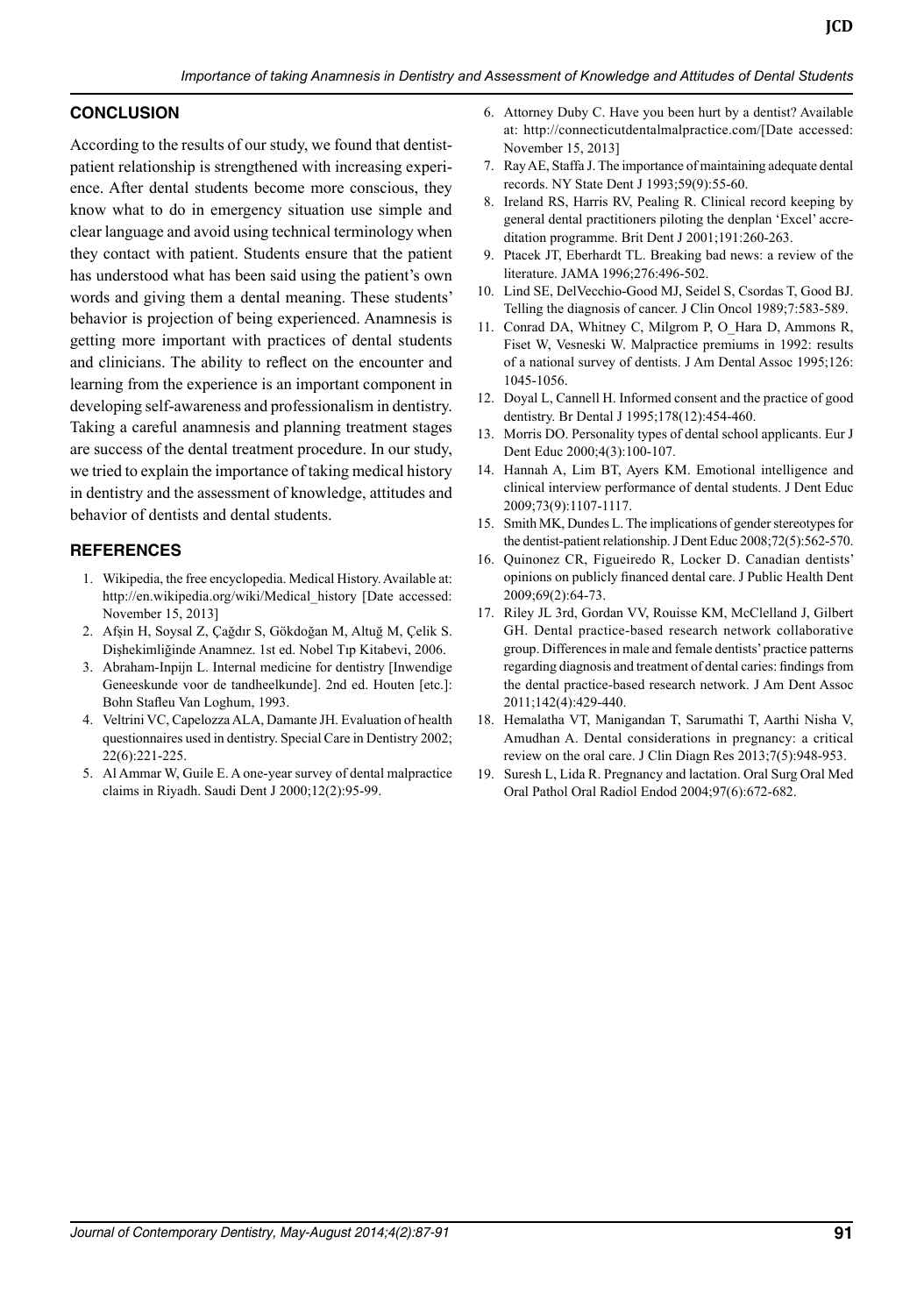## CONCLUSION

According to the results of our study, we found that dentist-patient relationship is strengthened with increasing experience. After dental students become more conscious, they know what to do in emergency situation use simple and clear language and avoid using technical terminology when they contact with patient. Students ensure that the patient has understood what has been said using the patient's own words and giving them a dental meaning. These students' behavior is projection of being experienced. Anamnesis is getting more important with practices of dental students and clinicians. The ability to reflect on the encounter and learning from the experience is an important component in developing self-awareness and professionalism in dentistry. Taking a careful anamnesis and planning treatment stages are success of the dental treatment procedure. In our study, we tried to explain the importance of taking medical history in dentistry and the assessment of knowledge, attitudes and behavior of dentists and dental students.

## REFERENCES

1. Wikipedia, the free encyclopedia. Medical History. Available at: http://en.wikipedia.org/wiki/Medical_history [Date accessed: November 15, 2013]
2. Afşin H, Soysal Z, Çağdır S, Gökdoğan M, Altuğ M, Çelik S. Dişhekimliğinde Anamnez. 1st ed. Nobel Tıp Kitabevi, 2006.
3. Abraham-Inpijn L. Internal medicine for dentistry [Inwendige Geneeskunde voor de tandheelkunde]. 2nd ed. Houten [etc.]: Bohn Stafleu Van Loghum, 1993.
4. Veltrini VC, Capelozza ALA, Damante JH. Evaluation of health questionnaires used in dentistry. Special Care in Dentistry 2002; 22(6):221-225.
5. Al Ammar W, Guile E. A one-year survey of dental malpractice claims in Riyadh. Saudi Dent J 2000;12(2):95-99.
6. Attorney Duby C. Have you been hurt by a dentist? Available at: http://connecticutdentalmalpractice.com/[Date accessed: November 15, 2013]
7. Ray AE, Staffa J. The importance of maintaining adequate dental records. NY State Dent J 1993;59(9):55-60.
8. Ireland RS, Harris RV, Pealing R. Clinical record keeping by general dental practitioners piloting the denplan 'Excel' accreditation programme. Brit Dent J 2001;191:260-263.
9. Ptacek JT, Eberhardt TL. Breaking bad news: a review of the literature. JAMA 1996;276:496-502.
10. Lind SE, DelVecchio-Good MJ, Seidel S, Csordas T, Good BJ. Telling the diagnosis of cancer. J Clin Oncol 1989;7:583-589.
11. Conrad DA, Whitney C, Milgrom P, O_Hara D, Ammons R, Fiset W, Vesneski W. Malpractice premiums in 1992: results of a national survey of dentists. J Am Dental Assoc 1995;126: 1045-1056.
12. Doyal L, Cannell H. Informed consent and the practice of good dentistry. Br Dental J 1995;178(12):454-460.
13. Morris DO. Personality types of dental school applicants. Eur J Dent Educ 2000;4(3):100-107.
14. Hannah A, Lim BT, Ayers KM. Emotional intelligence and clinical interview performance of dental students. J Dent Educ 2009;73(9):1107-1117.
15. Smith MK, Dundes L. The implications of gender stereotypes for the dentist-patient relationship. J Dent Educ 2008;72(5):562-570.
16. Quinonez CR, Figueiredo R, Locker D. Canadian dentists' opinions on publicly financed dental care. J Public Health Dent 2009;69(2):64-73.
17. Riley JL 3rd, Gordan VV, Rouisse KM, McClelland J, Gilbert GH. Dental practice-based research network collaborative group. Differences in male and female dentists' practice patterns regarding diagnosis and treatment of dental caries: findings from the dental practice-based research network. J Am Dent Assoc 2011;142(4):429-440.
18. Hemalatha VT, Manigandan T, Sarumathi T, Aarthi Nisha V, Amudhan A. Dental considerations in pregnancy: a critical review on the oral care. J Clin Diagn Res 2013;7(5):948-953.
19. Suresh L, Lida R. Pregnancy and lactation. Oral Surg Oral Med Oral Pathol Oral Radiol Endod 2004;97(6):672-682.